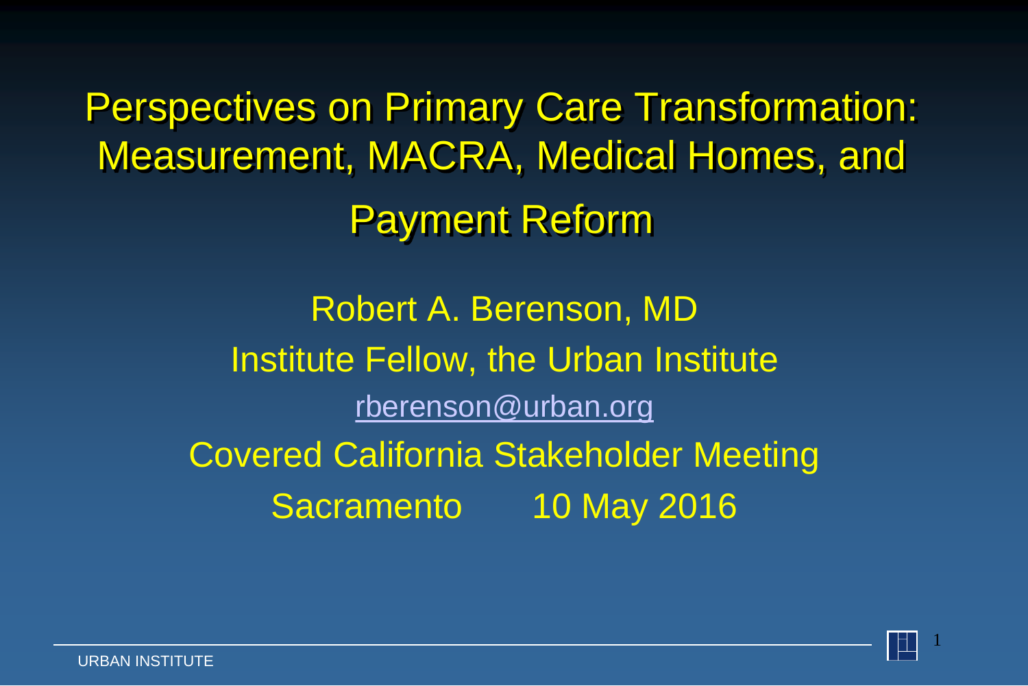# Perspectives on Primary Care Transformation: Measurement, MACRA, Medical Homes, and Payment Reform

Robert A. Berenson, MD

Institute Fellow, the Urban Institute

rberenson@urban.org

Covered California Stakeholder Meeting

Sacramento 10 May 2016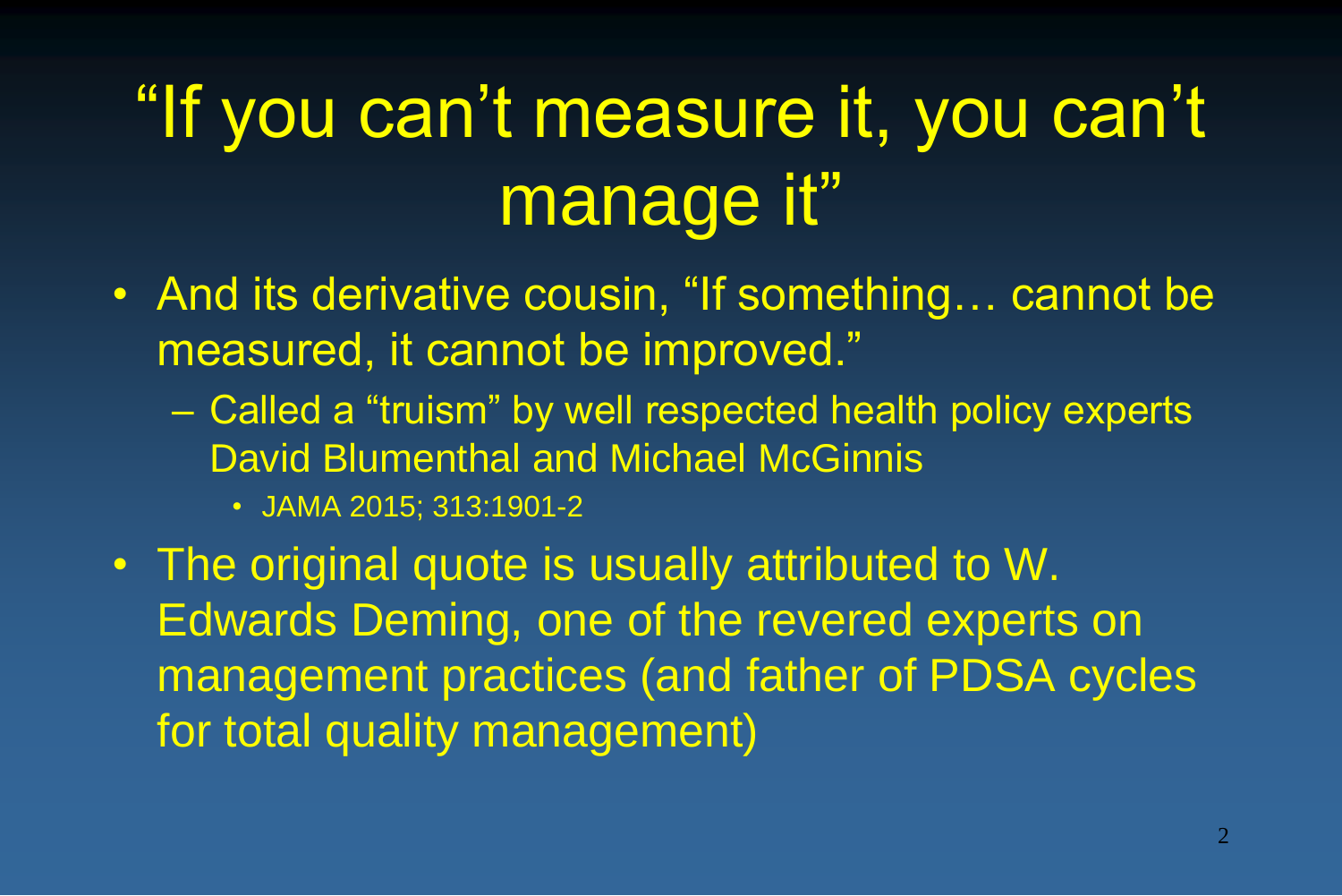# "If you can't measure it, you can't manage it"

- And its derivative cousin, "If something… cannot be measured, it cannot be improved."
  - Called a "truism" by well respected health policy experts David Blumenthal and Michael McGinnis
    - JAMA 2015; 313:1901-2
- The original quote is usually attributed to W. Edwards Deming, one of the revered experts on management practices (and father of PDSA cycles for total quality management)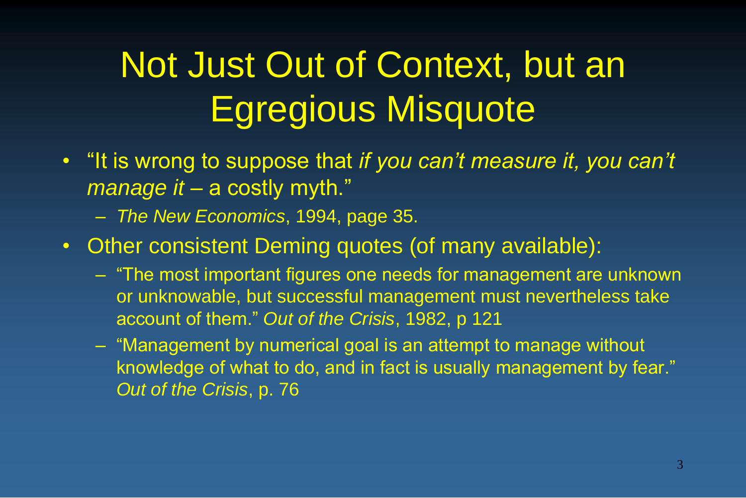# Not Just Out of Context, but an Egregious Misquote

- "It is wrong to suppose that *if you can't measure it, you can't manage it* – a costly myth."
  - *The New Economics*, 1994, page 35.
- Other consistent Deming quotes (of many available):
  - "The most important figures one needs for management are unknown or unknowable, but successful management must nevertheless take account of them." *Out of the Crisis*, 1982, p 121
  - "Management by numerical goal is an attempt to manage without knowledge of what to do, and in fact is usually management by fear." *Out of the Crisis*, p. 76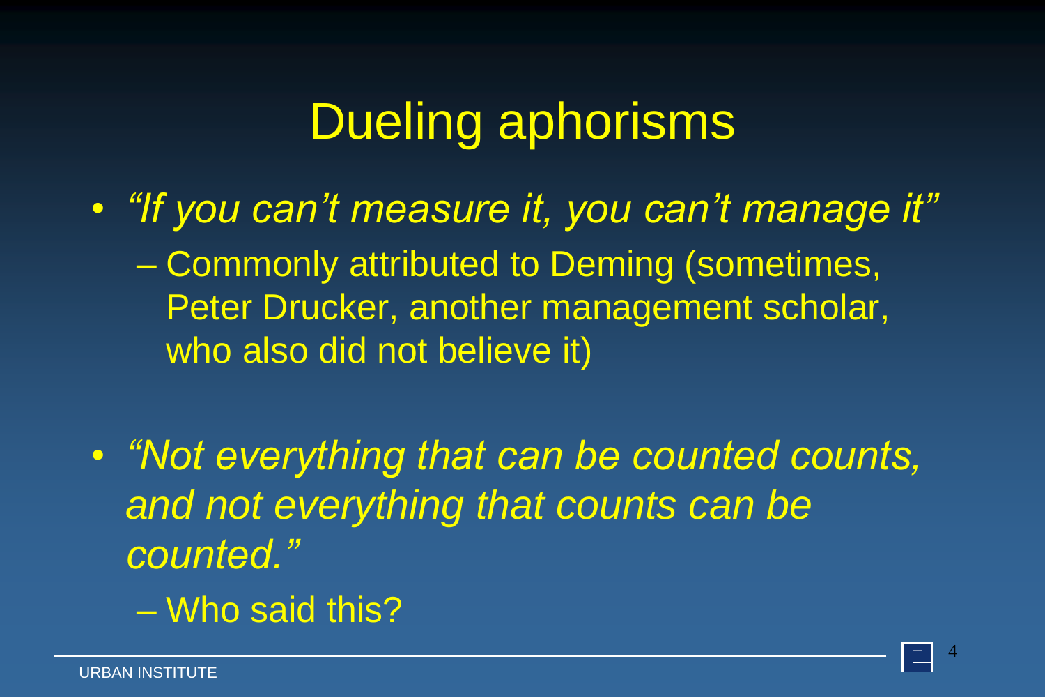# Dueling aphorisms

- *"If you can't measure it, you can't manage it"*
  - Commonly attributed to Deming (sometimes, Peter Drucker, another management scholar, who also did not believe it)

- *"Not everything that can be counted counts, and not everything that counts can be counted."*
  - Who said this?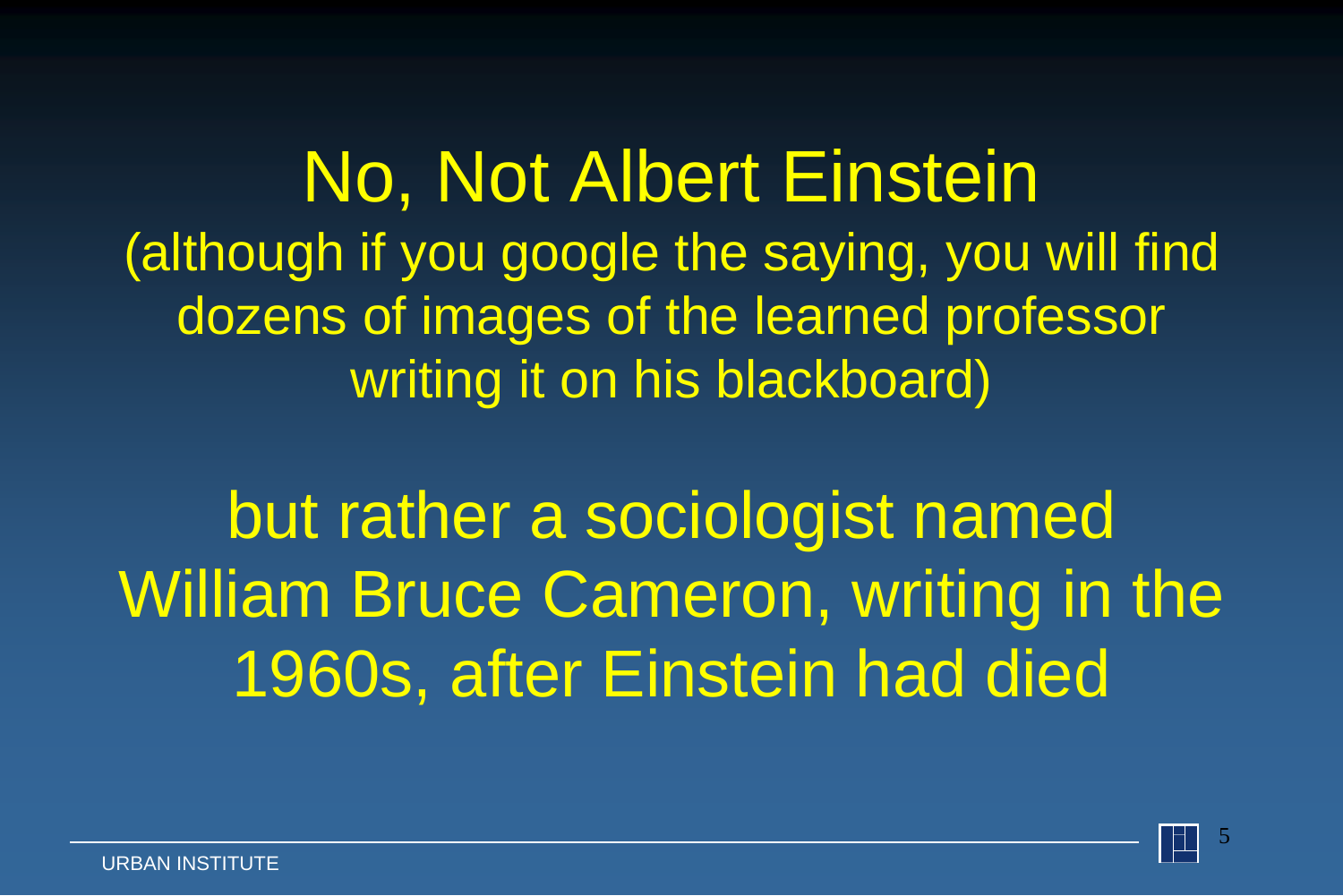# No, Not Albert Einstein

(although if you google the saying, you will find dozens of images of the learned professor writing it on his blackboard)

but rather a sociologist named William Bruce Cameron, writing in the 1960s, after Einstein had died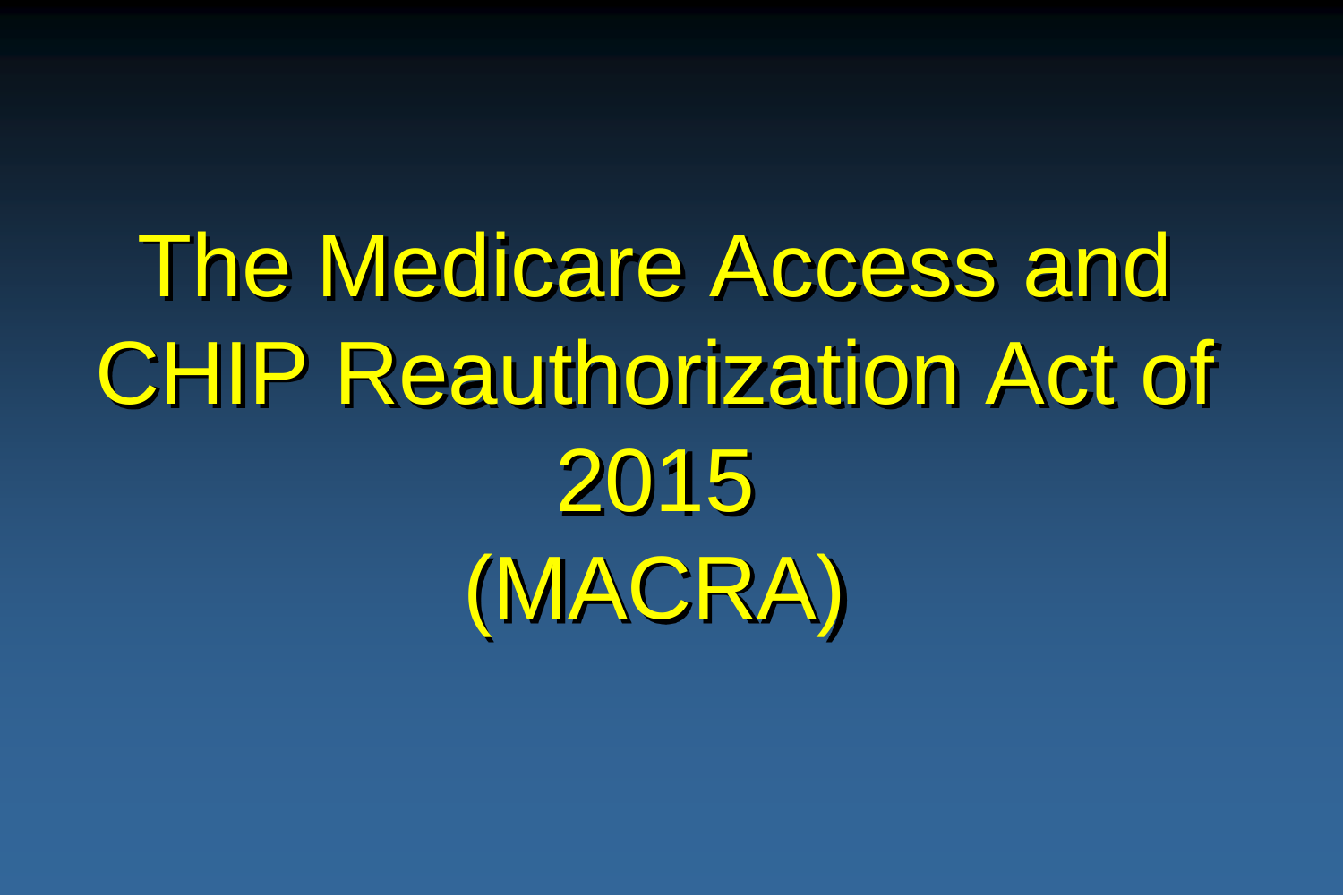# The Medicare Access and CHIP Reauthorization Act of 2015 (MACRA)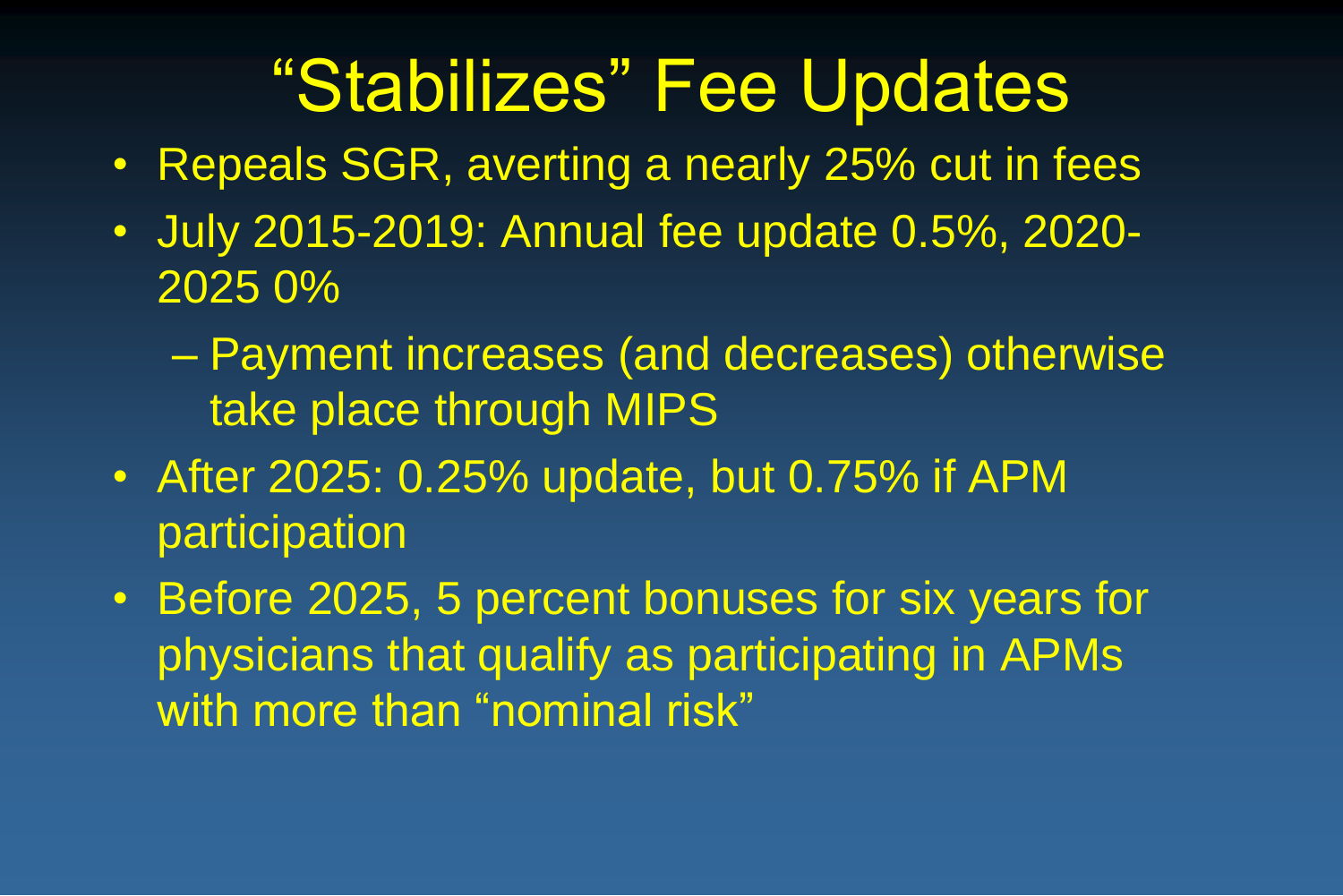# "Stabilizes" Fee Updates

- Repeals SGR, averting a nearly 25% cut in fees
- July 2015-2019: Annual fee update 0.5%, 2020-2025 0%
  - Payment increases (and decreases) otherwise take place through MIPS
- After 2025: 0.25% update, but 0.75% if APM participation
- Before 2025, 5 percent bonuses for six years for physicians that qualify as participating in APMs with more than "nominal risk"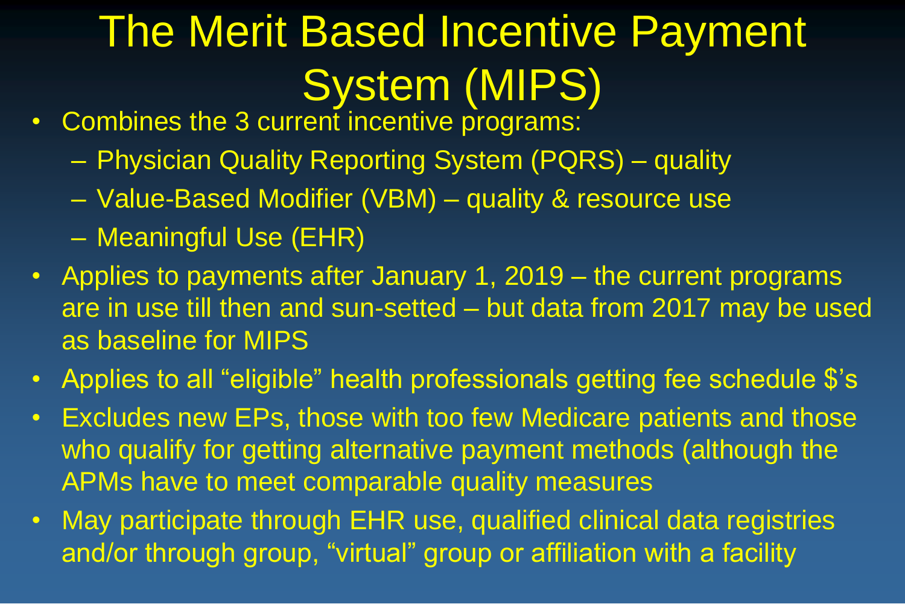# The Merit Based Incentive Payment System (MIPS)

- Combines the 3 current incentive programs:
  - Physician Quality Reporting System (PQRS) – quality
  - Value-Based Modifier (VBM) – quality & resource use
  - Meaningful Use (EHR)
- Applies to payments after January 1, 2019 – the current programs are in use till then and sun-setted – but data from 2017 may be used as baseline for MIPS
- Applies to all "eligible" health professionals getting fee schedule $'s
- Excludes new EPs, those with too few Medicare patients and those who qualify for getting alternative payment methods (although the APMs have to meet comparable quality measures
- May participate through EHR use, qualified clinical data registries and/or through group, "virtual" group or affiliation with a facility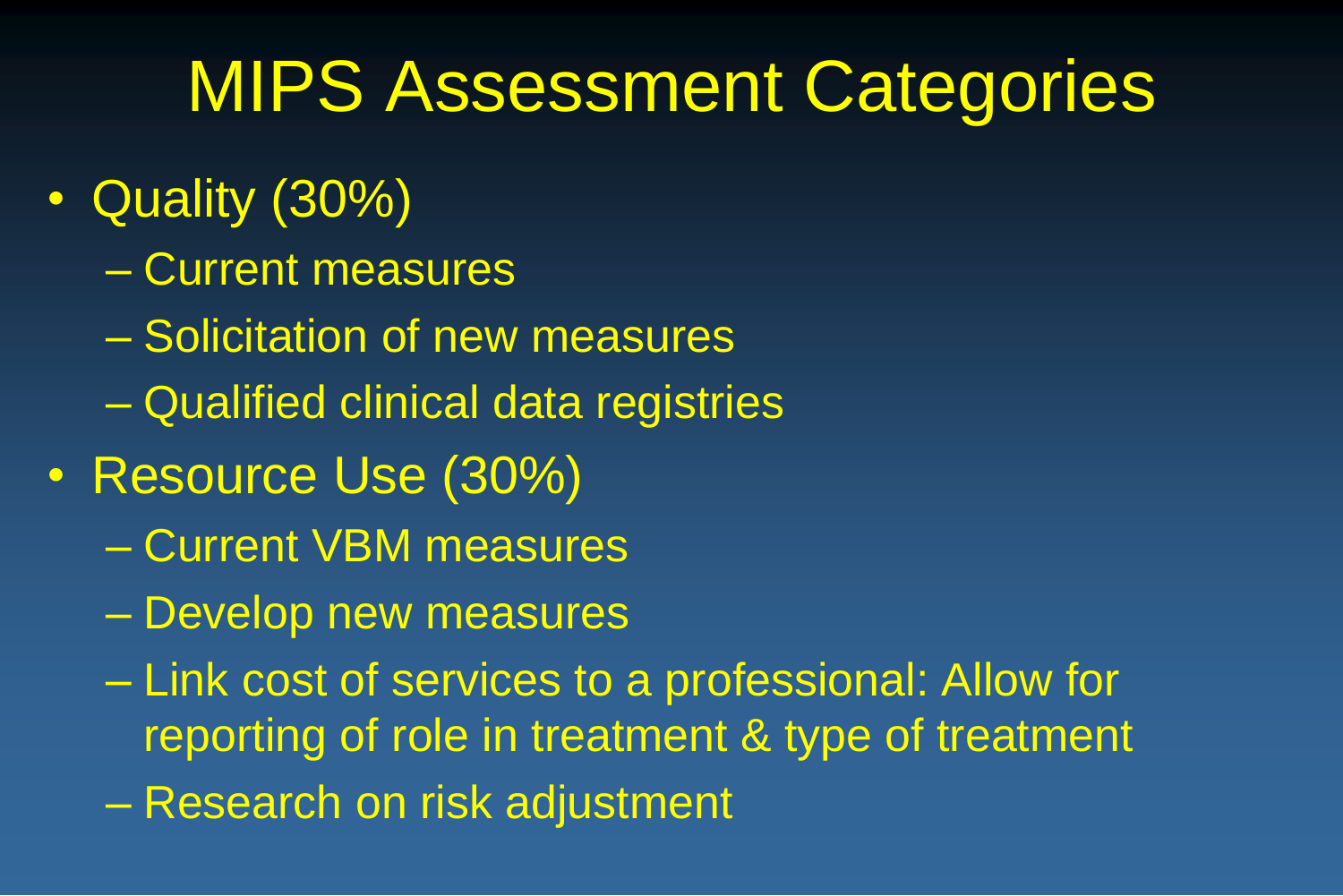# MIPS Assessment Categories

- Quality (30%)
  - Current measures
  - Solicitation of new measures
  - Qualified clinical data registries
- Resource Use (30%)
  - Current VBM measures
  - Develop new measures
  - Link cost of services to a professional: Allow for reporting of role in treatment & type of treatment
  - Research on risk adjustment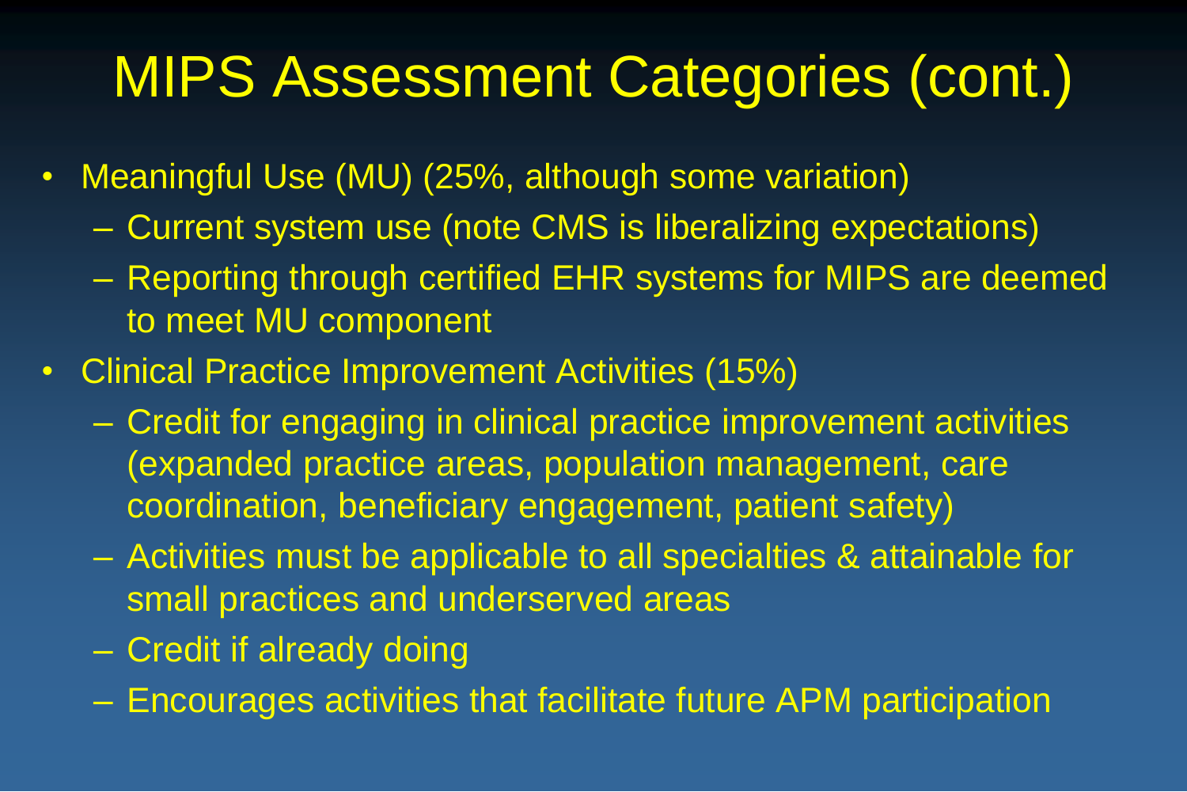# MIPS Assessment Categories (cont.)

- Meaningful Use (MU) (25%, although some variation)
  - Current system use (note CMS is liberalizing expectations)
  - Reporting through certified EHR systems for MIPS are deemed to meet MU component
- Clinical Practice Improvement Activities (15%)
  - Credit for engaging in clinical practice improvement activities (expanded practice areas, population management, care coordination, beneficiary engagement, patient safety)
  - Activities must be applicable to all specialties & attainable for small practices and underserved areas
  - Credit if already doing
  - Encourages activities that facilitate future APM participation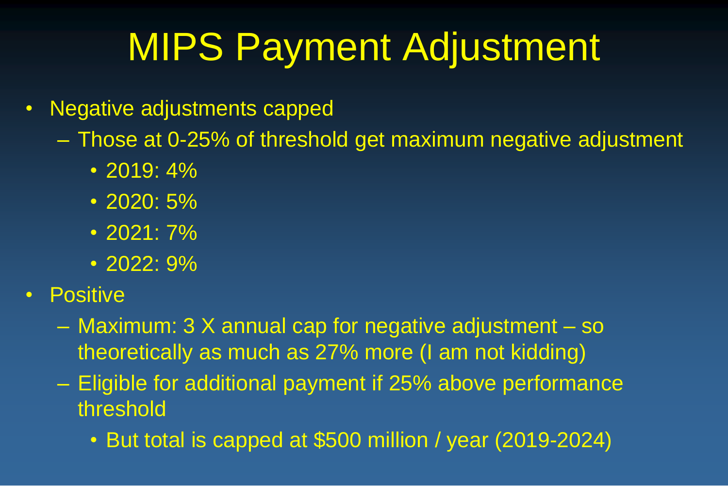# MIPS Payment Adjustment

- Negative adjustments capped
  - Those at 0-25% of threshold get maximum negative adjustment
    - 2019: 4%
    - 2020: 5%
    - 2021: 7%
    - 2022: 9%
- Positive
  - Maximum: 3 X annual cap for negative adjustment – so theoretically as much as 27% more (I am not kidding)
  - Eligible for additional payment if 25% above performance threshold
    - But total is capped at $500 million / year (2019-2024)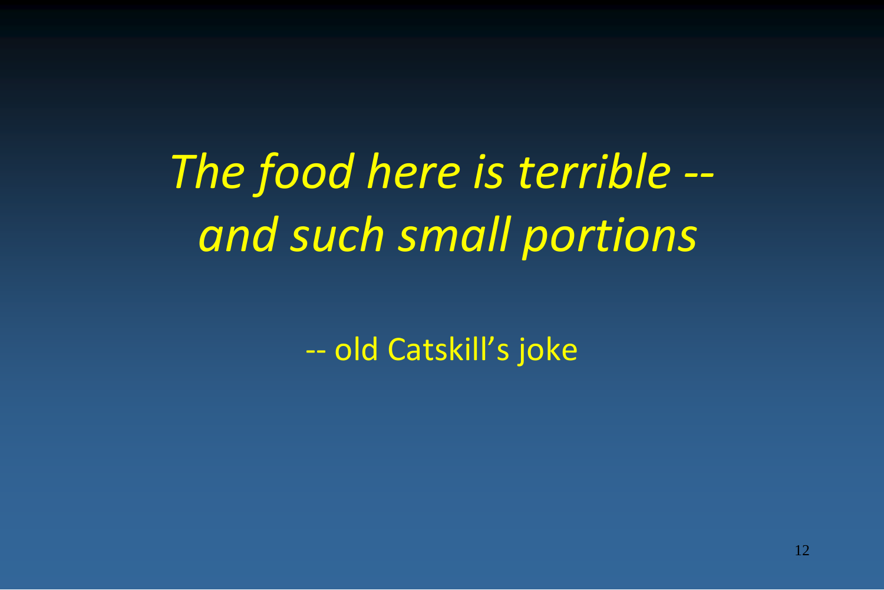*The food here is terrible -- and such small portions*

-- old Catskill's joke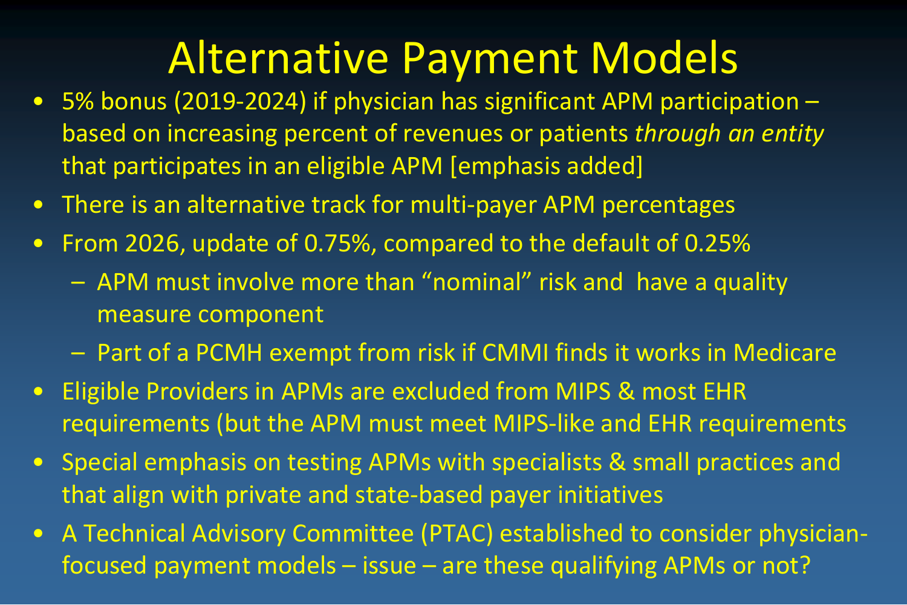# Alternative Payment Models

- 5% bonus (2019-2024) if physician has significant APM participation – based on increasing percent of revenues or patients *through an entity* that participates in an eligible APM [emphasis added]
- There is an alternative track for multi-payer APM percentages
- From 2026, update of 0.75%, compared to the default of 0.25%
  - APM must involve more than "nominal" risk and have a quality measure component
  - Part of a PCMH exempt from risk if CMMI finds it works in Medicare
- Eligible Providers in APMs are excluded from MIPS & most EHR requirements (but the APM must meet MIPS-like and EHR requirements
- Special emphasis on testing APMs with specialists & small practices and that align with private and state-based payer initiatives
- A Technical Advisory Committee (PTAC) established to consider physician-focused payment models – issue – are these qualifying APMs or not?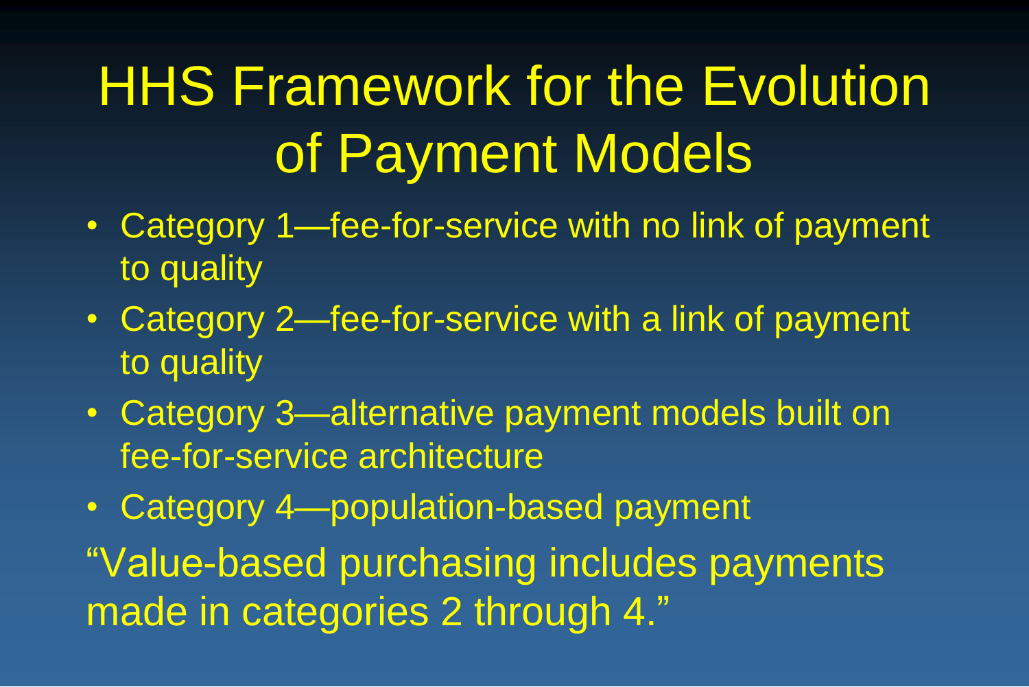# HHS Framework for the Evolution of Payment Models

- Category 1—fee-for-service with no link of payment to quality
- Category 2—fee-for-service with a link of payment to quality
- Category 3—alternative payment models built on fee-for-service architecture
- Category 4—population-based payment

"Value-based purchasing includes payments made in categories 2 through 4."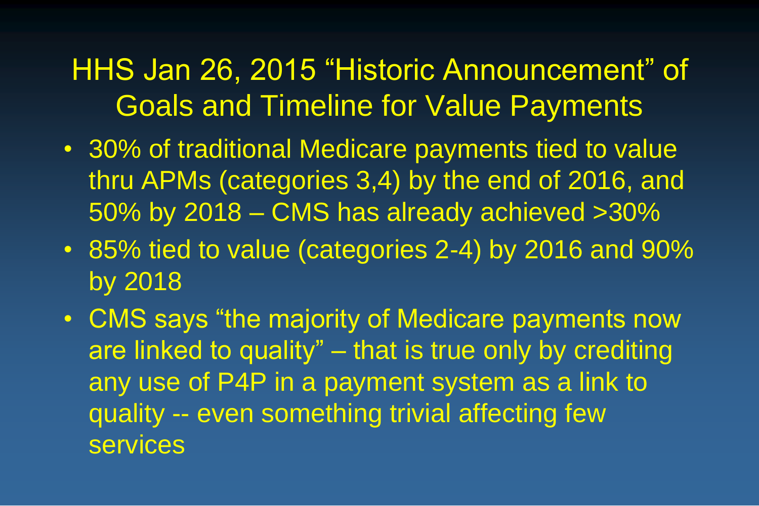# HHS Jan 26, 2015 "Historic Announcement" of Goals and Timeline for Value Payments

- 30% of traditional Medicare payments tied to value thru APMs (categories 3,4) by the end of 2016, and 50% by 2018 – CMS has already achieved >30%
- 85% tied to value (categories 2-4) by 2016 and 90% by 2018
- CMS says "the majority of Medicare payments now are linked to quality" – that is true only by crediting any use of P4P in a payment system as a link to quality -- even something trivial affecting few services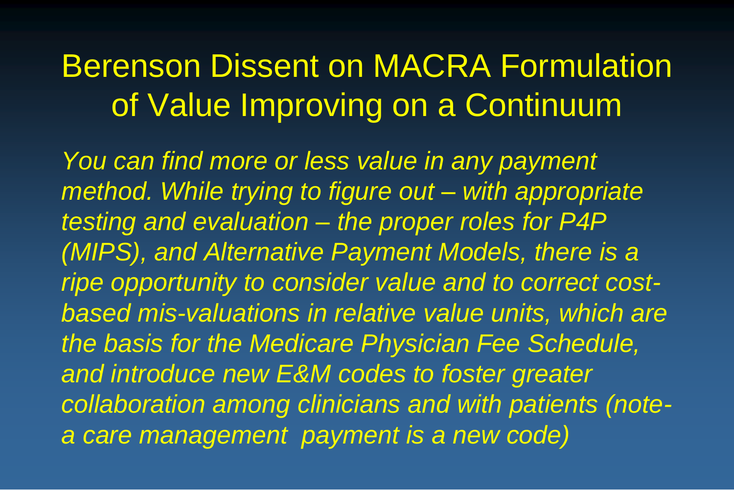# Berenson Dissent on MACRA Formulation of Value Improving on a Continuum

*You can find more or less value in any payment method. While trying to figure out – with appropriate testing and evaluation – the proper roles for P4P (MIPS), and Alternative Payment Models, there is a ripe opportunity to consider value and to correct cost-based mis-valuations in relative value units, which are the basis for the Medicare Physician Fee Schedule, and introduce new E&M codes to foster greater collaboration among clinicians and with patients (note- a care management payment is a new code)*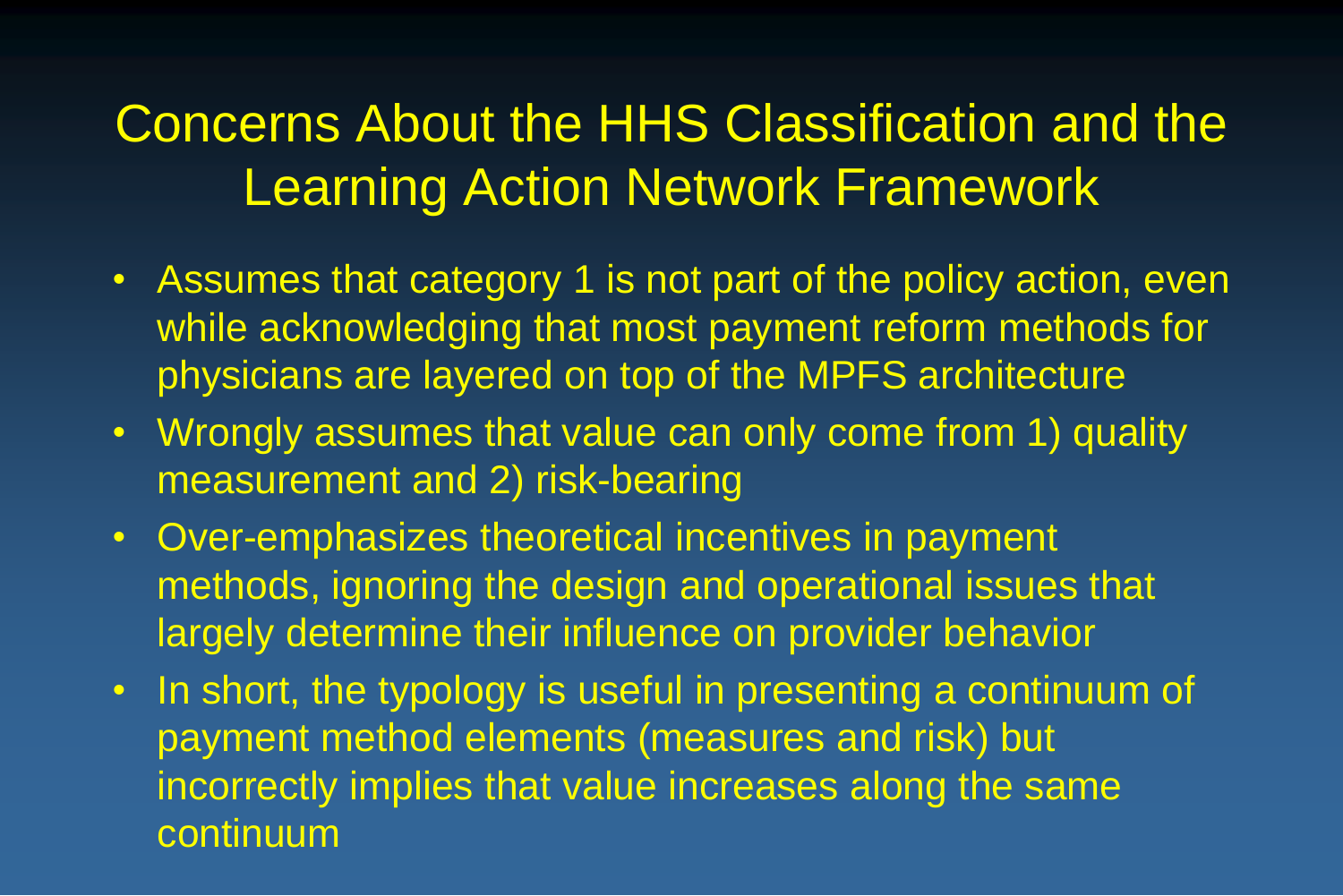# Concerns About the HHS Classification and the Learning Action Network Framework

- Assumes that category 1 is not part of the policy action, even while acknowledging that most payment reform methods for physicians are layered on top of the MPFS architecture
- Wrongly assumes that value can only come from 1) quality measurement and 2) risk-bearing
- Over-emphasizes theoretical incentives in payment methods, ignoring the design and operational issues that largely determine their influence on provider behavior
- In short, the typology is useful in presenting a continuum of payment method elements (measures and risk) but incorrectly implies that value increases along the same continuum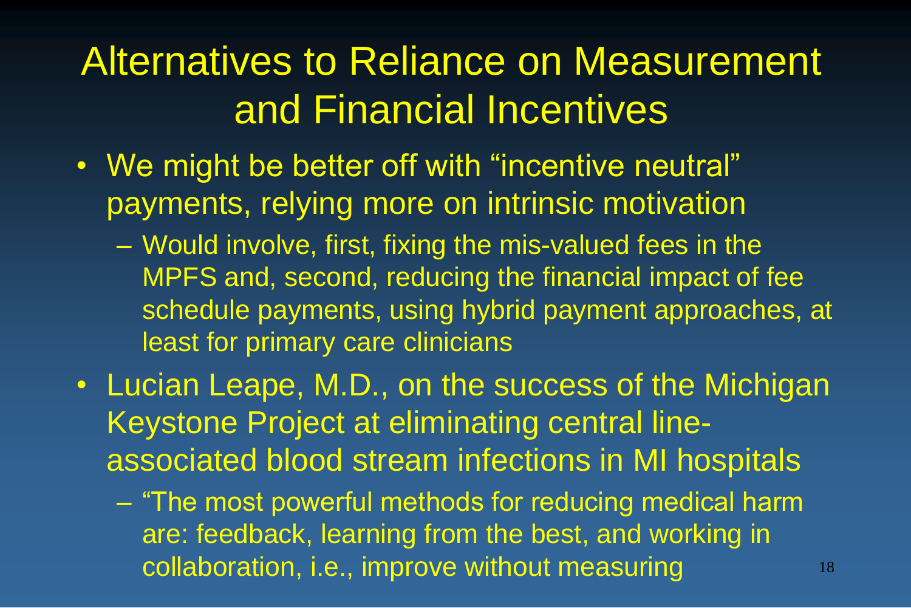# Alternatives to Reliance on Measurement and Financial Incentives

- We might be better off with "incentive neutral" payments, relying more on intrinsic motivation
  - Would involve, first, fixing the mis-valued fees in the MPFS and, second, reducing the financial impact of fee schedule payments, using hybrid payment approaches, at least for primary care clinicians
- Lucian Leape, M.D., on the success of the Michigan Keystone Project at eliminating central line-associated blood stream infections in MI hospitals
  - "The most powerful methods for reducing medical harm are: feedback, learning from the best, and working in collaboration, i.e., improve without measuring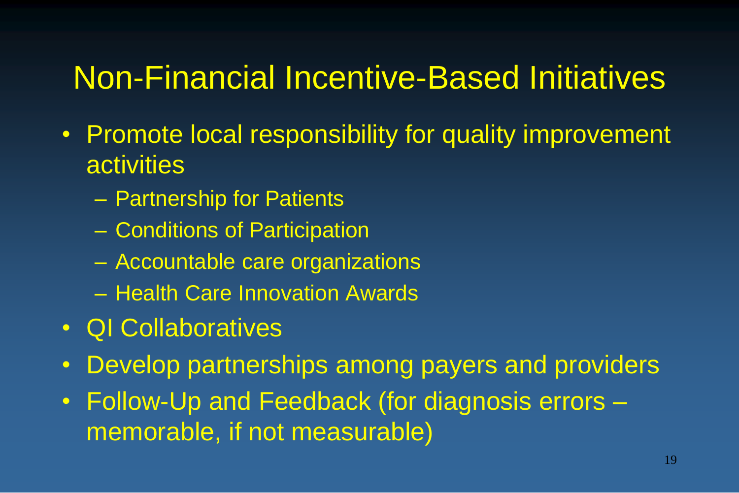# Non-Financial Incentive-Based Initiatives

- Promote local responsibility for quality improvement activities
  - Partnership for Patients
  - Conditions of Participation
  - Accountable care organizations
  - Health Care Innovation Awards
- QI Collaboratives
- Develop partnerships among payers and providers
- Follow-Up and Feedback (for diagnosis errors – memorable, if not measurable)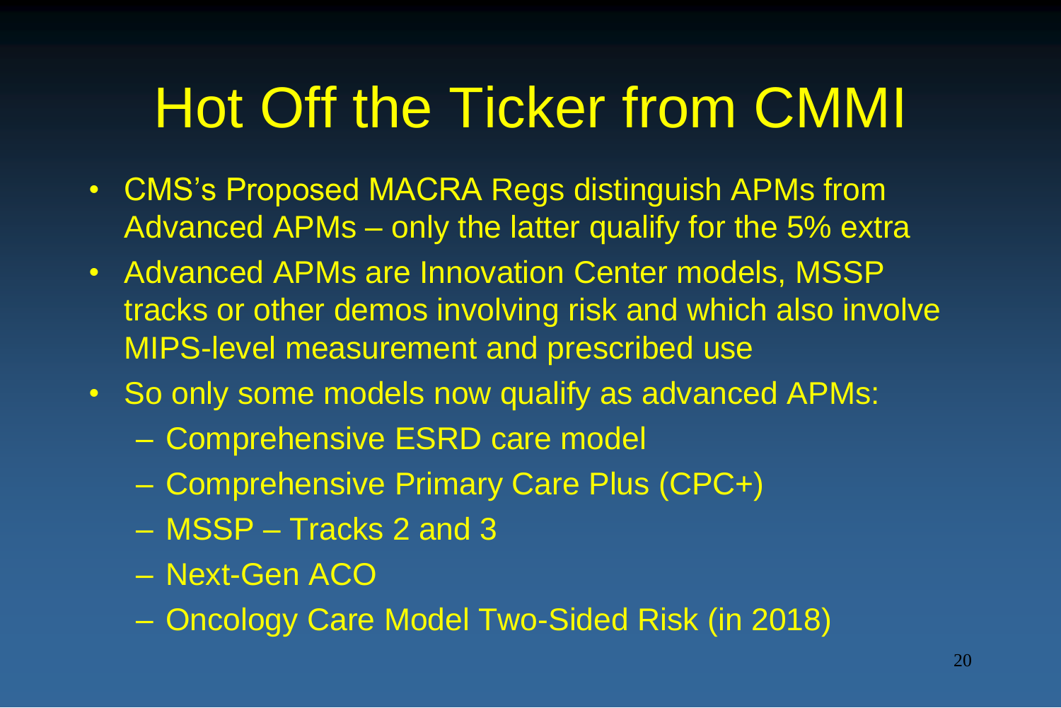# Hot Off the Ticker from CMMI

- CMS's Proposed MACRA Regs distinguish APMs from Advanced APMs – only the latter qualify for the 5% extra
- Advanced APMs are Innovation Center models, MSSP tracks or other demos involving risk and which also involve MIPS-level measurement and prescribed use
- So only some models now qualify as advanced APMs:
  - Comprehensive ESRD care model
  - Comprehensive Primary Care Plus (CPC+)
  - MSSP – Tracks 2 and 3
  - Next-Gen ACO
  - Oncology Care Model Two-Sided Risk (in 2018)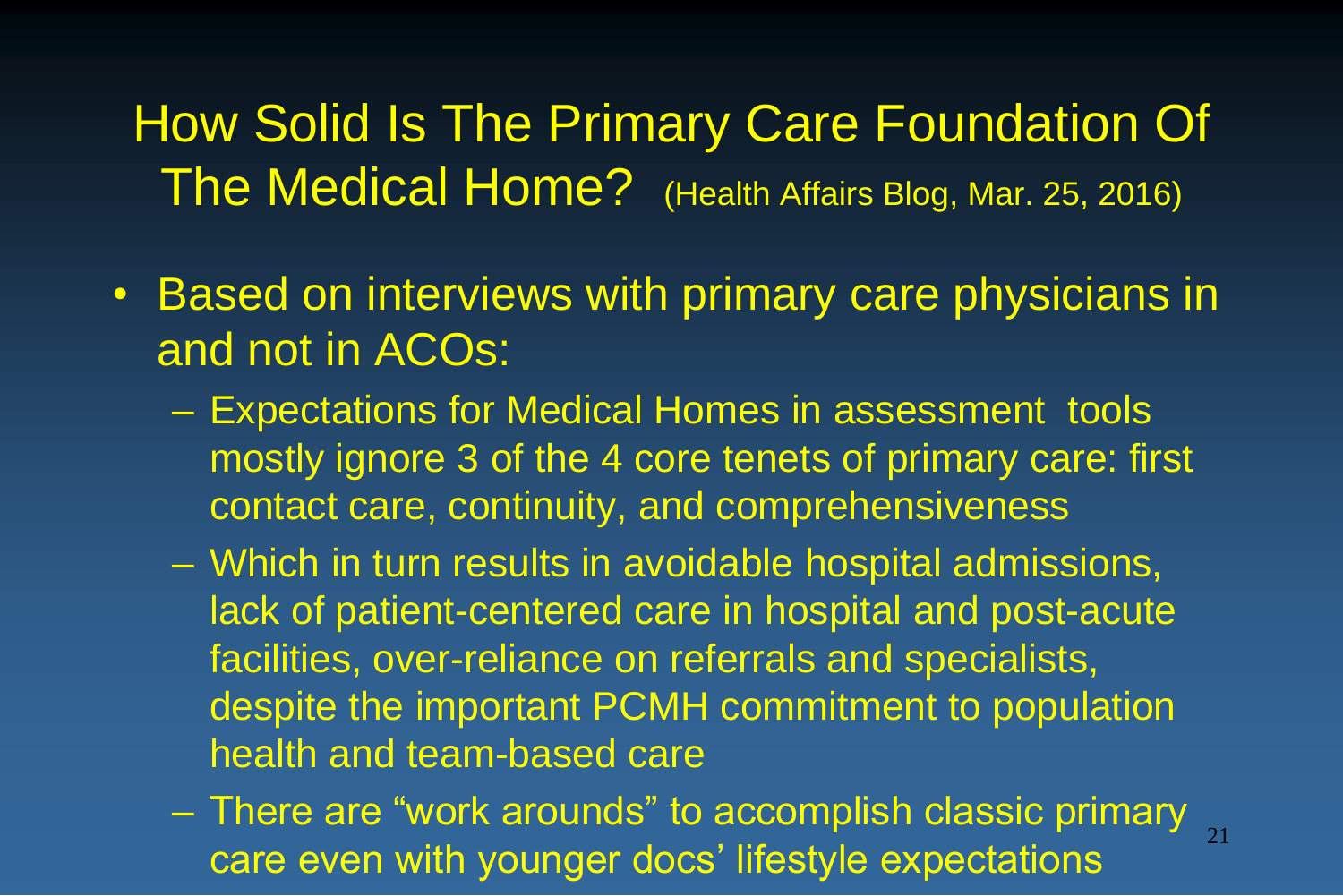# How Solid Is The Primary Care Foundation Of The Medical Home? (Health Affairs Blog, Mar. 25, 2016)

- Based on interviews with primary care physicians in and not in ACOs:
  - Expectations for Medical Homes in assessment tools mostly ignore 3 of the 4 core tenets of primary care: first contact care, continuity, and comprehensiveness
  - Which in turn results in avoidable hospital admissions, lack of patient-centered care in hospital and post-acute facilities, over-reliance on referrals and specialists, despite the important PCMH commitment to population health and team-based care
  - There are "work arounds" to accomplish classic primary care even with younger docs' lifestyle expectations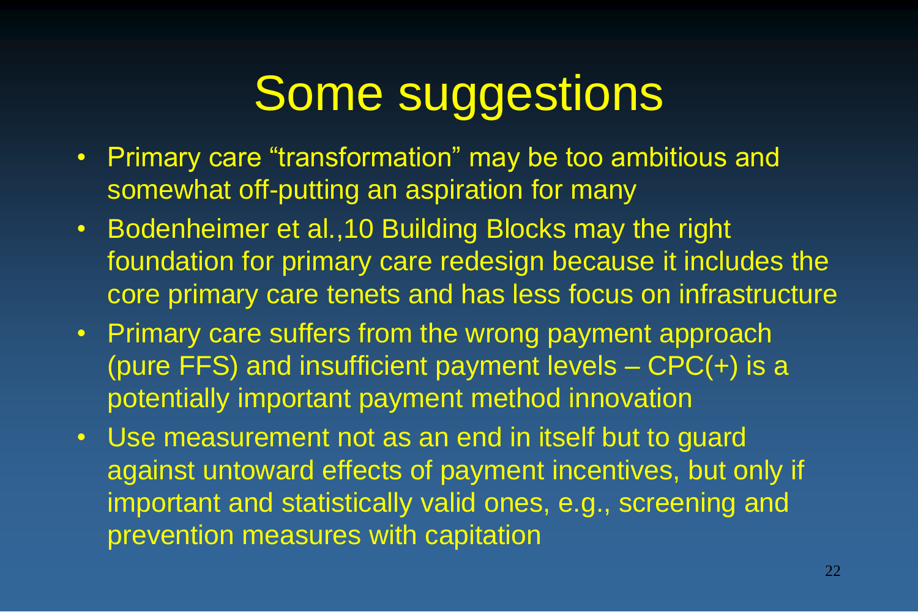# Some suggestions

- Primary care "transformation" may be too ambitious and somewhat off-putting an aspiration for many
- Bodenheimer et al.,10 Building Blocks may the right foundation for primary care redesign because it includes the core primary care tenets and has less focus on infrastructure
- Primary care suffers from the wrong payment approach (pure FFS) and insufficient payment levels – CPC(+) is a potentially important payment method innovation
- Use measurement not as an end in itself but to guard against untoward effects of payment incentives, but only if important and statistically valid ones, e.g., screening and prevention measures with capitation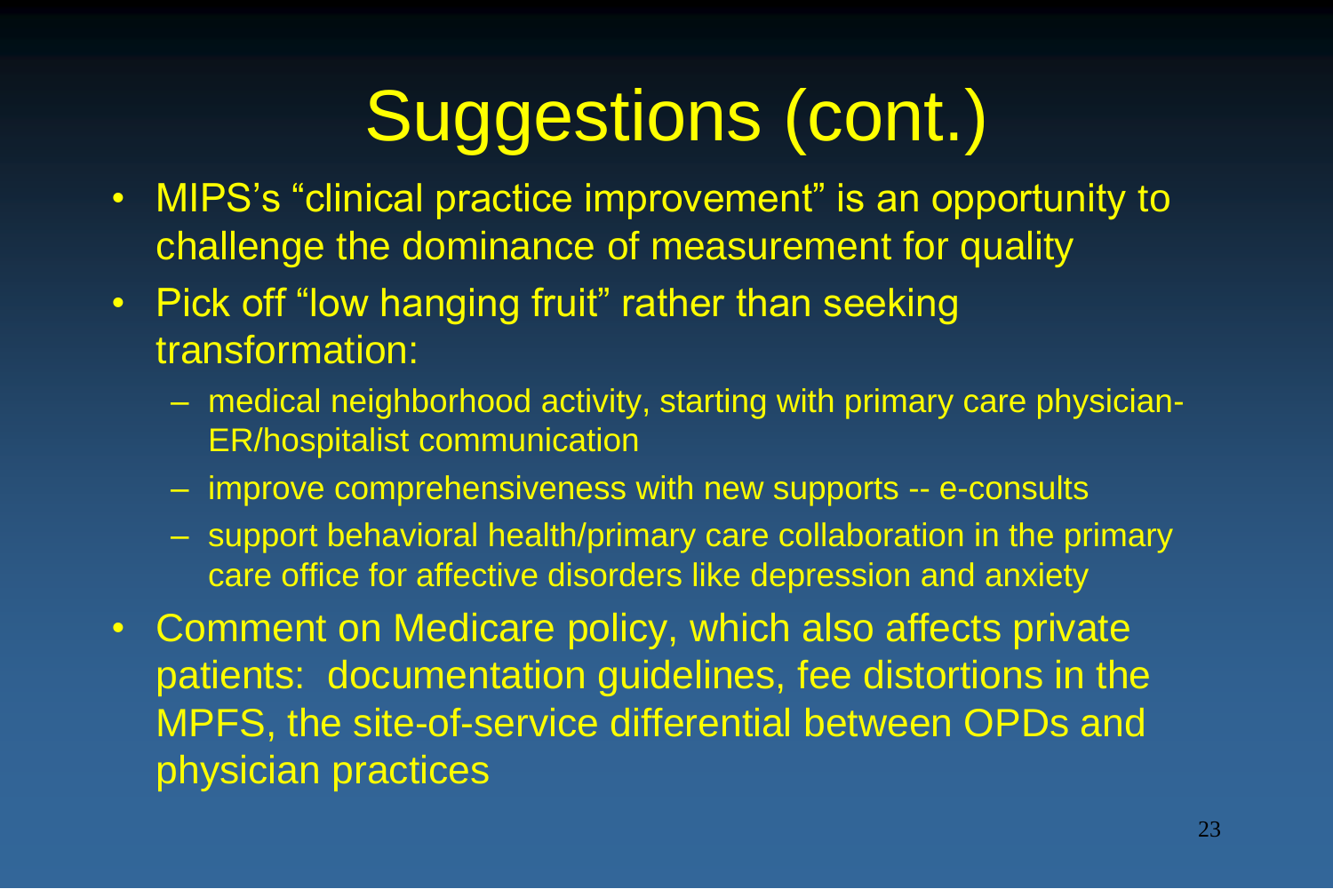# Suggestions (cont.)

- MIPS's "clinical practice improvement" is an opportunity to challenge the dominance of measurement for quality
- Pick off "low hanging fruit" rather than seeking transformation:
  - medical neighborhood activity, starting with primary care physician-ER/hospitalist communication
  - improve comprehensiveness with new supports -- e-consults
  - support behavioral health/primary care collaboration in the primary care office for affective disorders like depression and anxiety
- Comment on Medicare policy, which also affects private patients: documentation guidelines, fee distortions in the MPFS, the site-of-service differential between OPDs and physician practices